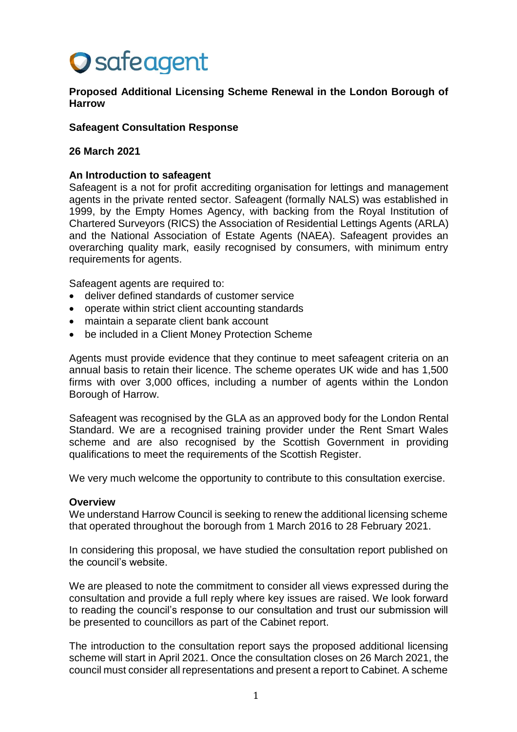safeagent

**Proposed Additional Licensing Scheme Renewal in the London Borough of Harrow**

**Safeagent Consultation Response**

**26 March 2021**

**An Introduction to safeagent**

Safeagent is a not for profit accrediting organisation for lettings and management agents in the private rented sector. Safeagent (formally NALS) was established in 1999, by the Empty Homes Agency, with backing from the Royal Institution of Chartered Surveyors (RICS) the Association of Residential Lettings Agents (ARLA) and the National Association of Estate Agents (NAEA). Safeagent provides an overarching quality mark, easily recognised by consumers, with minimum entry requirements for agents.

Safeagent agents are required to:

- deliver defined standards of customer service
- operate within strict client accounting standards
- maintain a separate client bank account
- be included in a Client Money Protection Scheme

Agents must provide evidence that they continue to meet safeagent criteria on an annual basis to retain their licence. The scheme operates UK wide and has 1,500 firms with over 3,000 offices, including a number of agents within the London Borough of Harrow.

Safeagent was recognised by the GLA as an approved body for the London Rental Standard. We are a recognised training provider under the Rent Smart Wales scheme and are also recognised by the Scottish Government in providing qualifications to meet the requirements of the Scottish Register.

We very much welcome the opportunity to contribute to this consultation exercise.

**Overview**

We understand Harrow Council is seeking to renew the additional licensing scheme that operated throughout the borough from 1 March 2016 to 28 February 2021.

In considering this proposal, we have studied the consultation report published on the council's website.

We are pleased to note the commitment to consider all views expressed during the consultation and provide a full reply where key issues are raised. We look forward to reading the council's response to our consultation and trust our submission will be presented to councillors as part of the Cabinet report.

The introduction to the consultation report says the proposed additional licensing scheme will start in April 2021. Once the consultation closes on 26 March 2021, the council must consider all representations and present a report to Cabinet. A scheme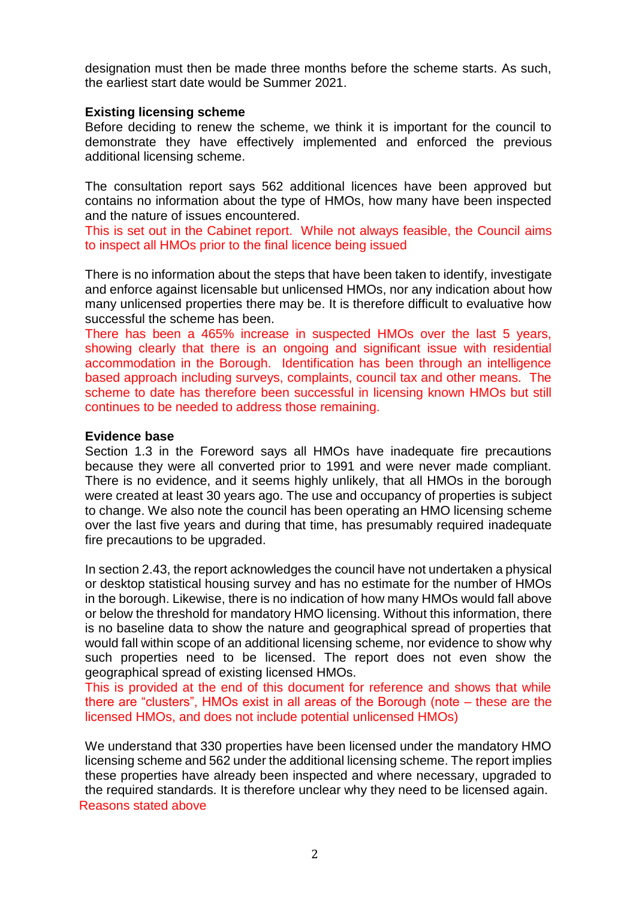designation must then be made three months before the scheme starts. As such, the earliest start date would be Summer 2021.

**Existing licensing scheme**

Before deciding to renew the scheme, we think it is important for the council to demonstrate they have effectively implemented and enforced the previous additional licensing scheme.

The consultation report says 562 additional licences have been approved but contains no information about the type of HMOs, how many have been inspected and the nature of issues encountered.

This is set out in the Cabinet report. While not always feasible, the Council aims to inspect all HMOs prior to the final licence being issued

There is no information about the steps that have been taken to identify, investigate and enforce against licensable but unlicensed HMOs, nor any indication about how many unlicensed properties there may be. It is therefore difficult to evaluative how successful the scheme has been.

There has been a 465% increase in suspected HMOs over the last 5 years, showing clearly that there is an ongoing and significant issue with residential accommodation in the Borough. Identification has been through an intelligence based approach including surveys, complaints, council tax and other means. The scheme to date has therefore been successful in licensing known HMOs but still continues to be needed to address those remaining.

**Evidence base**

Section 1.3 in the Foreword says all HMOs have inadequate fire precautions because they were all converted prior to 1991 and were never made compliant. There is no evidence, and it seems highly unlikely, that all HMOs in the borough were created at least 30 years ago. The use and occupancy of properties is subject to change. We also note the council has been operating an HMO licensing scheme over the last five years and during that time, has presumably required inadequate fire precautions to be upgraded.

In section 2.43, the report acknowledges the council have not undertaken a physical or desktop statistical housing survey and has no estimate for the number of HMOs in the borough. Likewise, there is no indication of how many HMOs would fall above or below the threshold for mandatory HMO licensing. Without this information, there is no baseline data to show the nature and geographical spread of properties that would fall within scope of an additional licensing scheme, nor evidence to show why such properties need to be licensed. The report does not even show the geographical spread of existing licensed HMOs.

This is provided at the end of this document for reference and shows that while there are "clusters", HMOs exist in all areas of the Borough (note – these are the licensed HMOs, and does not include potential unlicensed HMOs)

We understand that 330 properties have been licensed under the mandatory HMO licensing scheme and 562 under the additional licensing scheme. The report implies these properties have already been inspected and where necessary, upgraded to the required standards. It is therefore unclear why they need to be licensed again.

Reasons stated above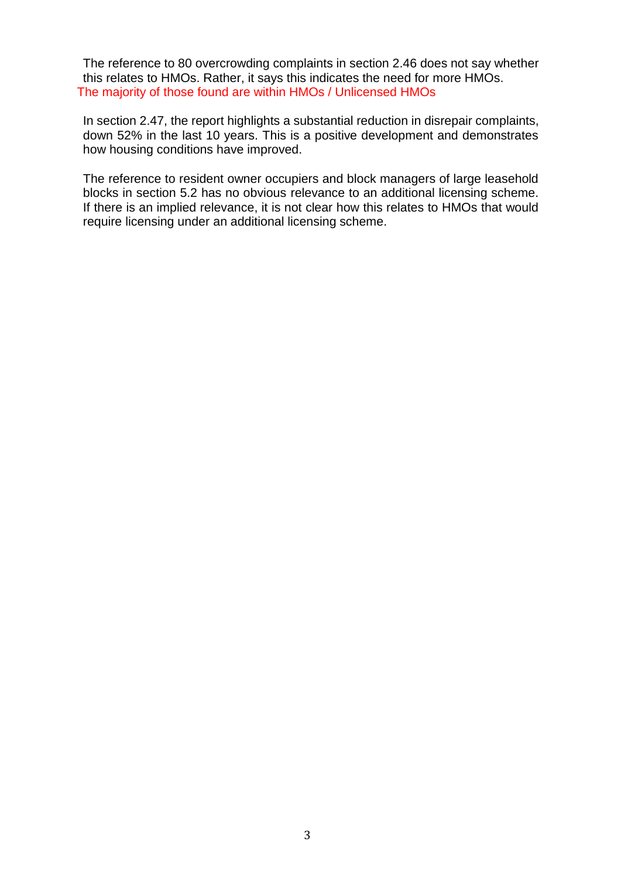The reference to 80 overcrowding complaints in section 2.46 does not say whether this relates to HMOs. Rather, it says this indicates the need for more HMOs.
The majority of those found are within HMOs / Unlicensed HMOs

In section 2.47, the report highlights a substantial reduction in disrepair complaints, down 52% in the last 10 years. This is a positive development and demonstrates how housing conditions have improved.

The reference to resident owner occupiers and block managers of large leasehold blocks in section 5.2 has no obvious relevance to an additional licensing scheme. If there is an implied relevance, it is not clear how this relates to HMOs that would require licensing under an additional licensing scheme.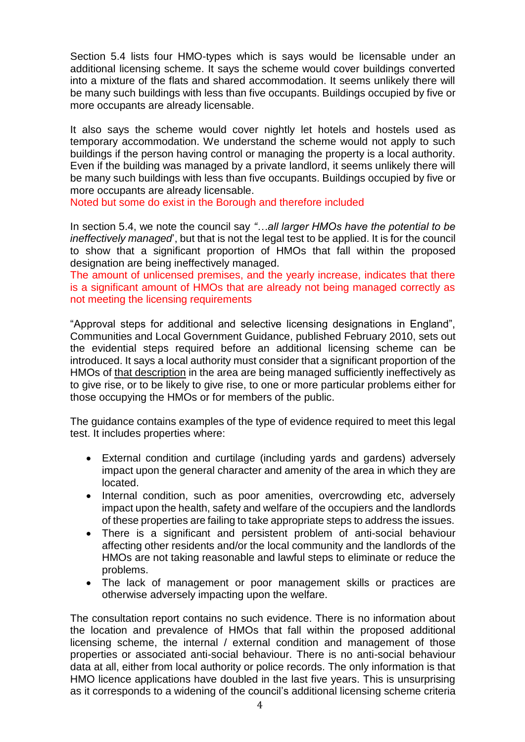Section 5.4 lists four HMO-types which is says would be licensable under an additional licensing scheme. It says the scheme would cover buildings converted into a mixture of the flats and shared accommodation. It seems unlikely there will be many such buildings with less than five occupants. Buildings occupied by five or more occupants are already licensable.

It also says the scheme would cover nightly let hotels and hostels used as temporary accommodation. We understand the scheme would not apply to such buildings if the person having control or managing the property is a local authority. Even if the building was managed by a private landlord, it seems unlikely there will be many such buildings with less than five occupants. Buildings occupied by five or more occupants are already licensable.
Noted but some do exist in the Borough and therefore included

In section 5.4, we note the council say *"…all larger HMOs have the potential to be ineffectively managed*', but that is not the legal test to be applied. It is for the council to show that a significant proportion of HMOs that fall within the proposed designation are being ineffectively managed.
The amount of unlicensed premises, and the yearly increase, indicates that there is a significant amount of HMOs that are already not being managed correctly as not meeting the licensing requirements

"Approval steps for additional and selective licensing designations in England", Communities and Local Government Guidance, published February 2010, sets out the evidential steps required before an additional licensing scheme can be introduced. It says a local authority must consider that a significant proportion of the HMOs of <u>that description</u> in the area are being managed sufficiently ineffectively as to give rise, or to be likely to give rise, to one or more particular problems either for those occupying the HMOs or for members of the public.

The guidance contains examples of the type of evidence required to meet this legal test. It includes properties where:

- External condition and curtilage (including yards and gardens) adversely impact upon the general character and amenity of the area in which they are located.
- Internal condition, such as poor amenities, overcrowding etc, adversely impact upon the health, safety and welfare of the occupiers and the landlords of these properties are failing to take appropriate steps to address the issues.
- There is a significant and persistent problem of anti-social behaviour affecting other residents and/or the local community and the landlords of the HMOs are not taking reasonable and lawful steps to eliminate or reduce the problems.
- The lack of management or poor management skills or practices are otherwise adversely impacting upon the welfare.

The consultation report contains no such evidence. There is no information about the location and prevalence of HMOs that fall within the proposed additional licensing scheme, the internal / external condition and management of those properties or associated anti-social behaviour. There is no anti-social behaviour data at all, either from local authority or police records. The only information is that HMO licence applications have doubled in the last five years. This is unsurprising as it corresponds to a widening of the council's additional licensing scheme criteria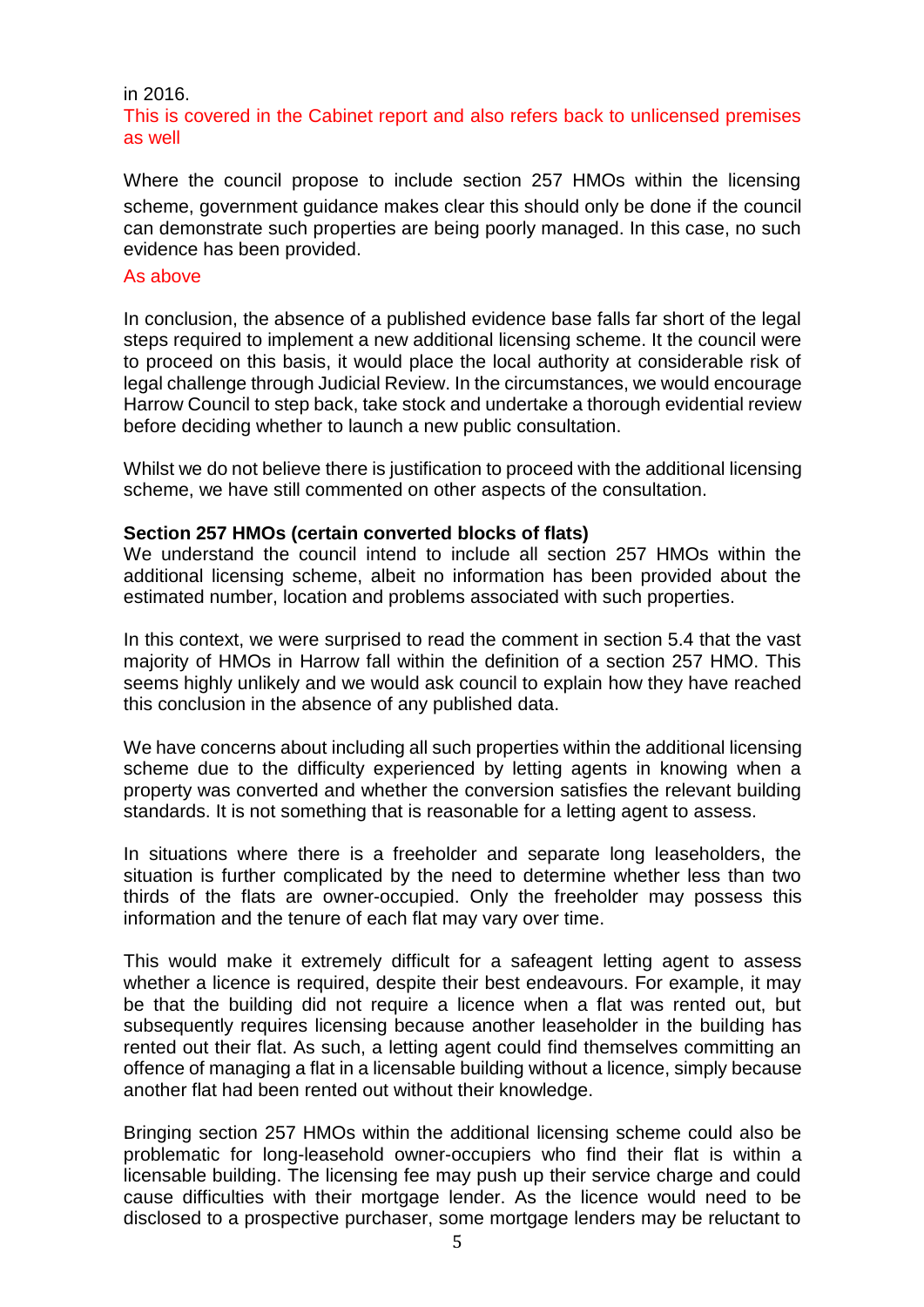in 2016.

This is covered in the Cabinet report and also refers back to unlicensed premises as well

Where the council propose to include section 257 HMOs within the licensing scheme, government guidance makes clear this should only be done if the council can demonstrate such properties are being poorly managed. In this case, no such evidence has been provided.

As above

In conclusion, the absence of a published evidence base falls far short of the legal steps required to implement a new additional licensing scheme. It the council were to proceed on this basis, it would place the local authority at considerable risk of legal challenge through Judicial Review. In the circumstances, we would encourage Harrow Council to step back, take stock and undertake a thorough evidential review before deciding whether to launch a new public consultation.

Whilst we do not believe there is justification to proceed with the additional licensing scheme, we have still commented on other aspects of the consultation.

**Section 257 HMOs (certain converted blocks of flats)**

We understand the council intend to include all section 257 HMOs within the additional licensing scheme, albeit no information has been provided about the estimated number, location and problems associated with such properties.

In this context, we were surprised to read the comment in section 5.4 that the vast majority of HMOs in Harrow fall within the definition of a section 257 HMO. This seems highly unlikely and we would ask council to explain how they have reached this conclusion in the absence of any published data.

We have concerns about including all such properties within the additional licensing scheme due to the difficulty experienced by letting agents in knowing when a property was converted and whether the conversion satisfies the relevant building standards. It is not something that is reasonable for a letting agent to assess.

In situations where there is a freeholder and separate long leaseholders, the situation is further complicated by the need to determine whether less than two thirds of the flats are owner-occupied. Only the freeholder may possess this information and the tenure of each flat may vary over time.

This would make it extremely difficult for a safeagent letting agent to assess whether a licence is required, despite their best endeavours. For example, it may be that the building did not require a licence when a flat was rented out, but subsequently requires licensing because another leaseholder in the building has rented out their flat. As such, a letting agent could find themselves committing an offence of managing a flat in a licensable building without a licence, simply because another flat had been rented out without their knowledge.

Bringing section 257 HMOs within the additional licensing scheme could also be problematic for long-leasehold owner-occupiers who find their flat is within a licensable building. The licensing fee may push up their service charge and could cause difficulties with their mortgage lender. As the licence would need to be disclosed to a prospective purchaser, some mortgage lenders may be reluctant to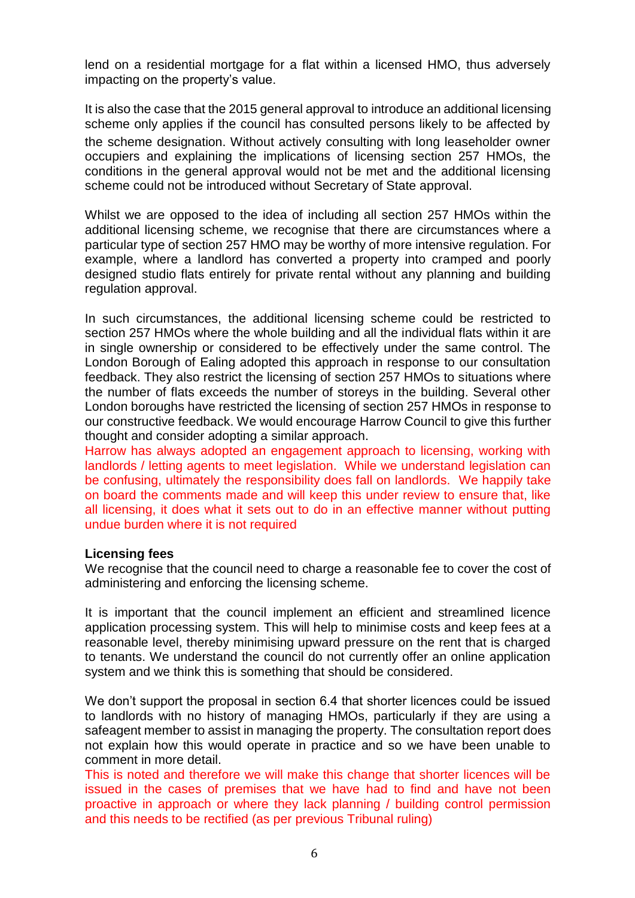lend on a residential mortgage for a flat within a licensed HMO, thus adversely impacting on the property's value.

It is also the case that the 2015 general approval to introduce an additional licensing scheme only applies if the council has consulted persons likely to be affected by the scheme designation. Without actively consulting with long leaseholder owner occupiers and explaining the implications of licensing section 257 HMOs, the conditions in the general approval would not be met and the additional licensing scheme could not be introduced without Secretary of State approval.

Whilst we are opposed to the idea of including all section 257 HMOs within the additional licensing scheme, we recognise that there are circumstances where a particular type of section 257 HMO may be worthy of more intensive regulation. For example, where a landlord has converted a property into cramped and poorly designed studio flats entirely for private rental without any planning and building regulation approval.

In such circumstances, the additional licensing scheme could be restricted to section 257 HMOs where the whole building and all the individual flats within it are in single ownership or considered to be effectively under the same control. The London Borough of Ealing adopted this approach in response to our consultation feedback. They also restrict the licensing of section 257 HMOs to situations where the number of flats exceeds the number of storeys in the building. Several other London boroughs have restricted the licensing of section 257 HMOs in response to our constructive feedback. We would encourage Harrow Council to give this further thought and consider adopting a similar approach.
Harrow has always adopted an engagement approach to licensing, working with landlords / letting agents to meet legislation. While we understand legislation can be confusing, ultimately the responsibility does fall on landlords. We happily take on board the comments made and will keep this under review to ensure that, like all licensing, it does what it sets out to do in an effective manner without putting undue burden where it is not required

**Licensing fees**
We recognise that the council need to charge a reasonable fee to cover the cost of administering and enforcing the licensing scheme.

It is important that the council implement an efficient and streamlined licence application processing system. This will help to minimise costs and keep fees at a reasonable level, thereby minimising upward pressure on the rent that is charged to tenants. We understand the council do not currently offer an online application system and we think this is something that should be considered.

We don't support the proposal in section 6.4 that shorter licences could be issued to landlords with no history of managing HMOs, particularly if they are using a safeagent member to assist in managing the property. The consultation report does not explain how this would operate in practice and so we have been unable to comment in more detail.
This is noted and therefore we will make this change that shorter licences will be issued in the cases of premises that we have had to find and have not been proactive in approach or where they lack planning / building control permission and this needs to be rectified (as per previous Tribunal ruling)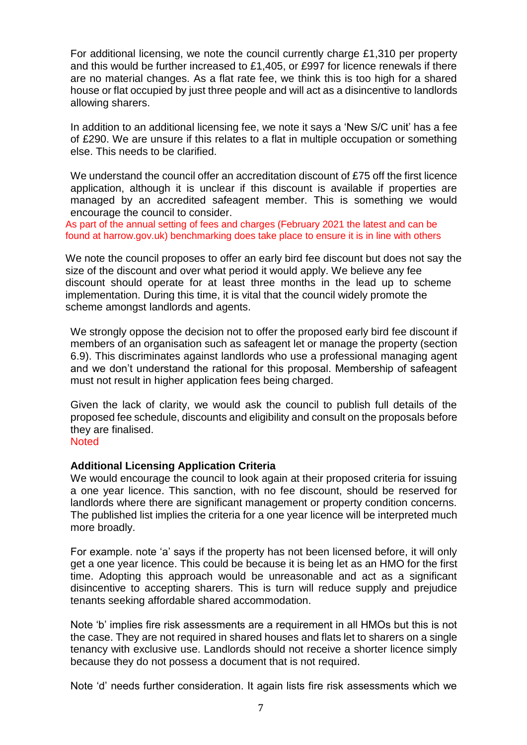For additional licensing, we note the council currently charge £1,310 per property and this would be further increased to £1,405, or £997 for licence renewals if there are no material changes. As a flat rate fee, we think this is too high for a shared house or flat occupied by just three people and will act as a disincentive to landlords allowing sharers.

In addition to an additional licensing fee, we note it says a 'New S/C unit' has a fee of £290. We are unsure if this relates to a flat in multiple occupation or something else. This needs to be clarified.

We understand the council offer an accreditation discount of £75 off the first licence application, although it is unclear if this discount is available if properties are managed by an accredited safeagent member. This is something we would encourage the council to consider.

As part of the annual setting of fees and charges (February 2021 the latest and can be found at harrow.gov.uk) benchmarking does take place to ensure it is in line with others

We note the council proposes to offer an early bird fee discount but does not say the size of the discount and over what period it would apply. We believe any fee discount should operate for at least three months in the lead up to scheme implementation. During this time, it is vital that the council widely promote the scheme amongst landlords and agents.

We strongly oppose the decision not to offer the proposed early bird fee discount if members of an organisation such as safeagent let or manage the property (section 6.9). This discriminates against landlords who use a professional managing agent and we don't understand the rational for this proposal. Membership of safeagent must not result in higher application fees being charged.

Given the lack of clarity, we would ask the council to publish full details of the proposed fee schedule, discounts and eligibility and consult on the proposals before they are finalised.

Noted

**Additional Licensing Application Criteria**

We would encourage the council to look again at their proposed criteria for issuing a one year licence. This sanction, with no fee discount, should be reserved for landlords where there are significant management or property condition concerns. The published list implies the criteria for a one year licence will be interpreted much more broadly.

For example. note 'a' says if the property has not been licensed before, it will only get a one year licence. This could be because it is being let as an HMO for the first time. Adopting this approach would be unreasonable and act as a significant disincentive to accepting sharers. This is turn will reduce supply and prejudice tenants seeking affordable shared accommodation.

Note 'b' implies fire risk assessments are a requirement in all HMOs but this is not the case. They are not required in shared houses and flats let to sharers on a single tenancy with exclusive use. Landlords should not receive a shorter licence simply because they do not possess a document that is not required.

Note 'd' needs further consideration. It again lists fire risk assessments which we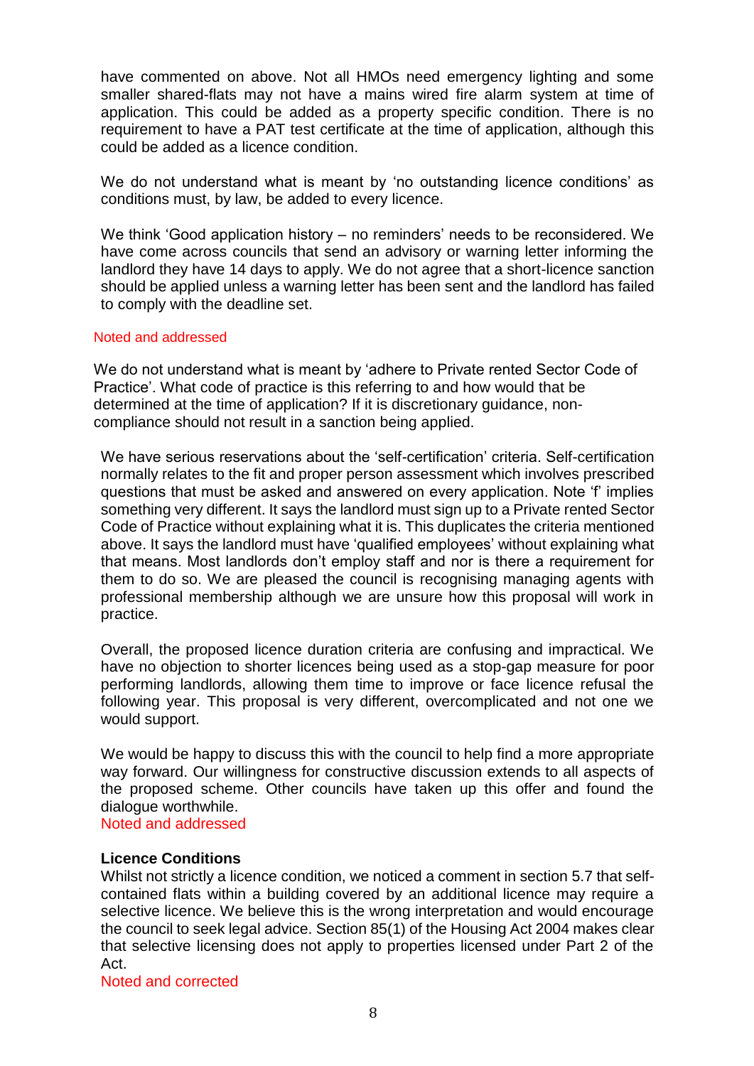have commented on above. Not all HMOs need emergency lighting and some smaller shared-flats may not have a mains wired fire alarm system at time of application. This could be added as a property specific condition. There is no requirement to have a PAT test certificate at the time of application, although this could be added as a licence condition.

We do not understand what is meant by 'no outstanding licence conditions' as conditions must, by law, be added to every licence.

We think 'Good application history – no reminders' needs to be reconsidered. We have come across councils that send an advisory or warning letter informing the landlord they have 14 days to apply. We do not agree that a short-licence sanction should be applied unless a warning letter has been sent and the landlord has failed to comply with the deadline set.

Noted and addressed

We do not understand what is meant by 'adhere to Private rented Sector Code of Practice'. What code of practice is this referring to and how would that be determined at the time of application? If it is discretionary guidance, non-compliance should not result in a sanction being applied.

We have serious reservations about the 'self-certification' criteria. Self-certification normally relates to the fit and proper person assessment which involves prescribed questions that must be asked and answered on every application. Note 'f' implies something very different. It says the landlord must sign up to a Private rented Sector Code of Practice without explaining what it is. This duplicates the criteria mentioned above. It says the landlord must have 'qualified employees' without explaining what that means. Most landlords don't employ staff and nor is there a requirement for them to do so. We are pleased the council is recognising managing agents with professional membership although we are unsure how this proposal will work in practice.

Overall, the proposed licence duration criteria are confusing and impractical. We have no objection to shorter licences being used as a stop-gap measure for poor performing landlords, allowing them time to improve or face licence refusal the following year. This proposal is very different, overcomplicated and not one we would support.

We would be happy to discuss this with the council to help find a more appropriate way forward. Our willingness for constructive discussion extends to all aspects of the proposed scheme. Other councils have taken up this offer and found the dialogue worthwhile.
Noted and addressed

**Licence Conditions**
Whilst not strictly a licence condition, we noticed a comment in section 5.7 that self-contained flats within a building covered by an additional licence may require a selective licence. We believe this is the wrong interpretation and would encourage the council to seek legal advice. Section 85(1) of the Housing Act 2004 makes clear that selective licensing does not apply to properties licensed under Part 2 of the Act.
Noted and corrected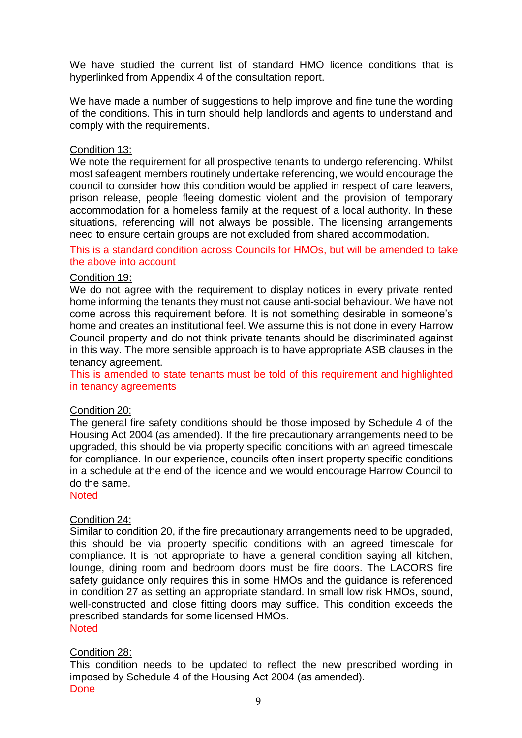We have studied the current list of standard HMO licence conditions that is hyperlinked from Appendix 4 of the consultation report.

We have made a number of suggestions to help improve and fine tune the wording of the conditions. This in turn should help landlords and agents to understand and comply with the requirements.

<u>Condition 13:</u>

We note the requirement for all prospective tenants to undergo referencing. Whilst most safeagent members routinely undertake referencing, we would encourage the council to consider how this condition would be applied in respect of care leavers, prison release, people fleeing domestic violent and the provision of temporary accommodation for a homeless family at the request of a local authority. In these situations, referencing will not always be possible. The licensing arrangements need to ensure certain groups are not excluded from shared accommodation.

This is a standard condition across Councils for HMOs, but will be amended to take the above into account

<u>Condition 19:</u>

We do not agree with the requirement to display notices in every private rented home informing the tenants they must not cause anti-social behaviour. We have not come across this requirement before. It is not something desirable in someone's home and creates an institutional feel. We assume this is not done in every Harrow Council property and do not think private tenants should be discriminated against in this way. The more sensible approach is to have appropriate ASB clauses in the tenancy agreement.

This is amended to state tenants must be told of this requirement and highlighted in tenancy agreements

<u>Condition 20:</u>

The general fire safety conditions should be those imposed by Schedule 4 of the Housing Act 2004 (as amended). If the fire precautionary arrangements need to be upgraded, this should be via property specific conditions with an agreed timescale for compliance. In our experience, councils often insert property specific conditions in a schedule at the end of the licence and we would encourage Harrow Council to do the same.

Noted

<u>Condition 24:</u>

Similar to condition 20, if the fire precautionary arrangements need to be upgraded, this should be via property specific conditions with an agreed timescale for compliance. It is not appropriate to have a general condition saying all kitchen, lounge, dining room and bedroom doors must be fire doors. The LACORS fire safety guidance only requires this in some HMOs and the guidance is referenced in condition 27 as setting an appropriate standard. In small low risk HMOs, sound, well-constructed and close fitting doors may suffice. This condition exceeds the prescribed standards for some licensed HMOs.

Noted

<u>Condition 28:</u>

This condition needs to be updated to reflect the new prescribed wording in imposed by Schedule 4 of the Housing Act 2004 (as amended).

Done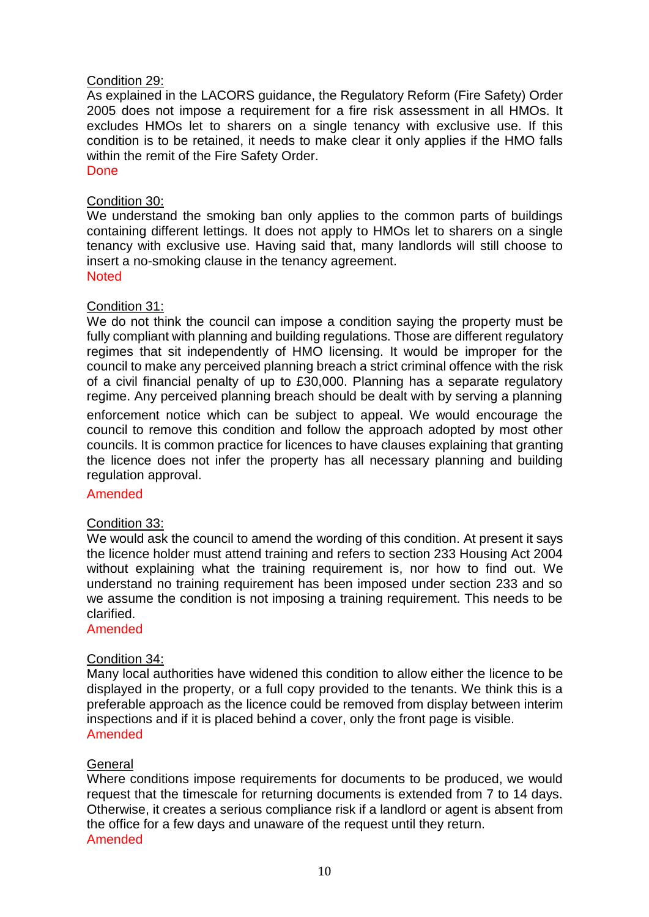Condition 29:

As explained in the LACORS guidance, the Regulatory Reform (Fire Safety) Order 2005 does not impose a requirement for a fire risk assessment in all HMOs. It excludes HMOs let to sharers on a single tenancy with exclusive use. If this condition is to be retained, it needs to make clear it only applies if the HMO falls within the remit of the Fire Safety Order.

Done

Condition 30:

We understand the smoking ban only applies to the common parts of buildings containing different lettings. It does not apply to HMOs let to sharers on a single tenancy with exclusive use. Having said that, many landlords will still choose to insert a no-smoking clause in the tenancy agreement.

Noted

Condition 31:

We do not think the council can impose a condition saying the property must be fully compliant with planning and building regulations. Those are different regulatory regimes that sit independently of HMO licensing. It would be improper for the council to make any perceived planning breach a strict criminal offence with the risk of a civil financial penalty of up to £30,000. Planning has a separate regulatory regime. Any perceived planning breach should be dealt with by serving a planning enforcement notice which can be subject to appeal. We would encourage the council to remove this condition and follow the approach adopted by most other councils. It is common practice for licences to have clauses explaining that granting the licence does not infer the property has all necessary planning and building regulation approval.

Amended

Condition 33:

We would ask the council to amend the wording of this condition. At present it says the licence holder must attend training and refers to section 233 Housing Act 2004 without explaining what the training requirement is, nor how to find out. We understand no training requirement has been imposed under section 233 and so we assume the condition is not imposing a training requirement. This needs to be clarified.

Amended

Condition 34:

Many local authorities have widened this condition to allow either the licence to be displayed in the property, or a full copy provided to the tenants. We think this is a preferable approach as the licence could be removed from display between interim inspections and if it is placed behind a cover, only the front page is visible.

Amended

General

Where conditions impose requirements for documents to be produced, we would request that the timescale for returning documents is extended from 7 to 14 days. Otherwise, it creates a serious compliance risk if a landlord or agent is absent from the office for a few days and unaware of the request until they return.

Amended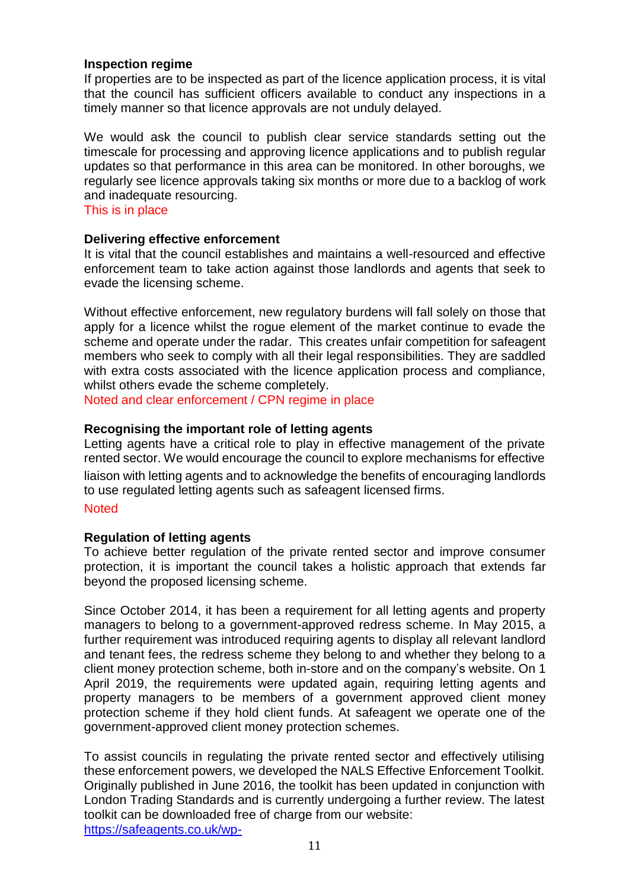**Inspection regime**

If properties are to be inspected as part of the licence application process, it is vital that the council has sufficient officers available to conduct any inspections in a timely manner so that licence approvals are not unduly delayed.

We would ask the council to publish clear service standards setting out the timescale for processing and approving licence applications and to publish regular updates so that performance in this area can be monitored. In other boroughs, we regularly see licence approvals taking six months or more due to a backlog of work and inadequate resourcing.

This is in place

**Delivering effective enforcement**

It is vital that the council establishes and maintains a well-resourced and effective enforcement team to take action against those landlords and agents that seek to evade the licensing scheme.

Without effective enforcement, new regulatory burdens will fall solely on those that apply for a licence whilst the rogue element of the market continue to evade the scheme and operate under the radar. This creates unfair competition for safeagent members who seek to comply with all their legal responsibilities. They are saddled with extra costs associated with the licence application process and compliance, whilst others evade the scheme completely.

Noted and clear enforcement / CPN regime in place

**Recognising the important role of letting agents**

Letting agents have a critical role to play in effective management of the private rented sector. We would encourage the council to explore mechanisms for effective liaison with letting agents and to acknowledge the benefits of encouraging landlords to use regulated letting agents such as safeagent licensed firms.

Noted

**Regulation of letting agents**

To achieve better regulation of the private rented sector and improve consumer protection, it is important the council takes a holistic approach that extends far beyond the proposed licensing scheme.

Since October 2014, it has been a requirement for all letting agents and property managers to belong to a government-approved redress scheme. In May 2015, a further requirement was introduced requiring agents to display all relevant landlord and tenant fees, the redress scheme they belong to and whether they belong to a client money protection scheme, both in-store and on the company's website. On 1 April 2019, the requirements were updated again, requiring letting agents and property managers to be members of a government approved client money protection scheme if they hold client funds. At safeagent we operate one of the government-approved client money protection schemes.

To assist councils in regulating the private rented sector and effectively utilising these enforcement powers, we developed the NALS Effective Enforcement Toolkit. Originally published in June 2016, the toolkit has been updated in conjunction with London Trading Standards and is currently undergoing a further review. The latest toolkit can be downloaded free of charge from our website:
https://safeagents.co.uk/wp-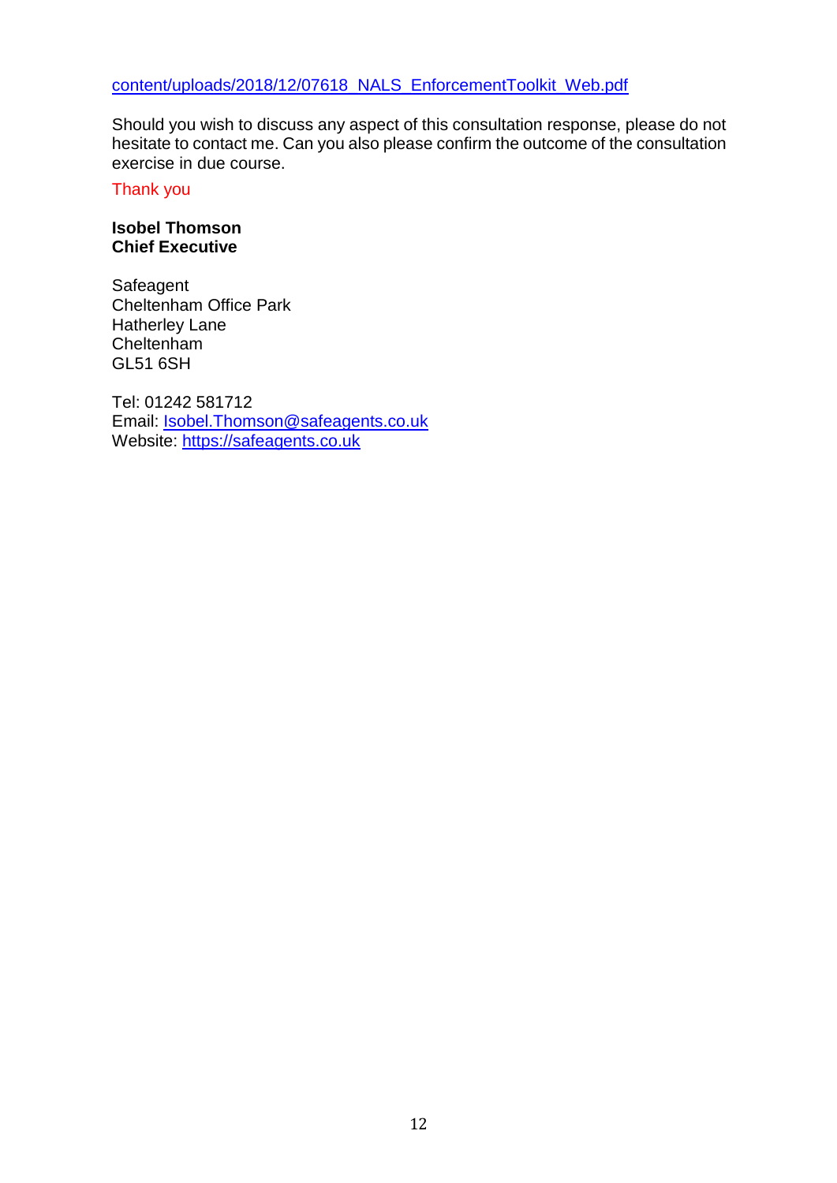content/uploads/2018/12/07618_NALS_EnforcementToolkit_Web.pdf

Should you wish to discuss any aspect of this consultation response, please do not hesitate to contact me. Can you also please confirm the outcome of the consultation exercise in due course.

Thank you

**Isobel Thomson**
**Chief Executive**

Safeagent
Cheltenham Office Park
Hatherley Lane
Cheltenham
GL51 6SH

Tel: 01242 581712
Email: Isobel.Thomson@safeagents.co.uk
Website: https://safeagents.co.uk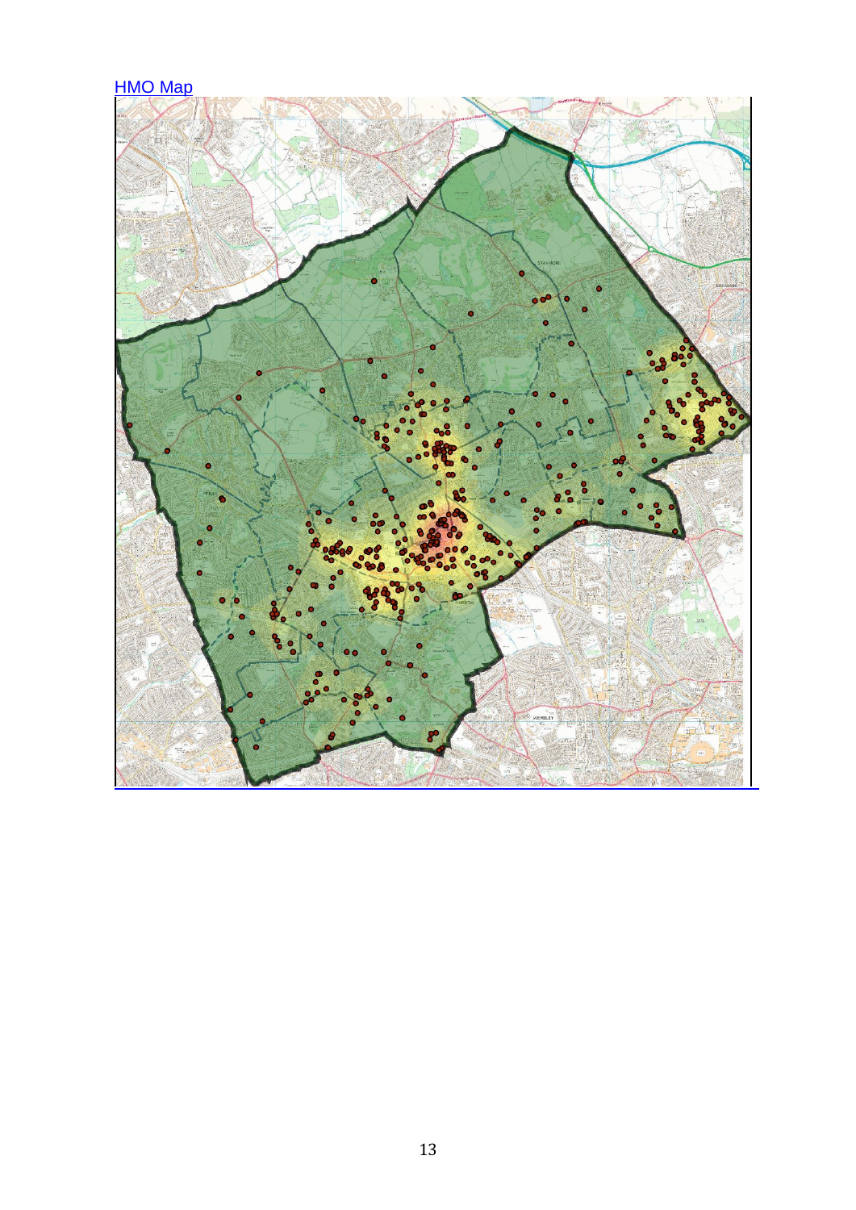HMO Map